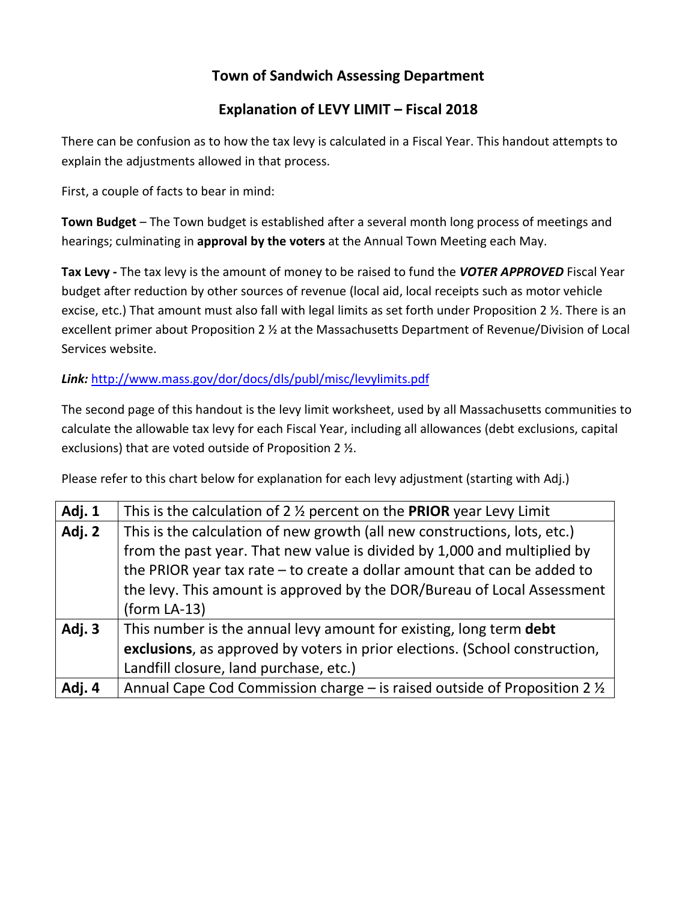## Town of Sandwich Assessing Department

## Explanation of LEVY LIMIT – Fiscal 2018

There can be confusion as to how the tax levy is calculated in a Fiscal Year. This handout attempts to explain the adjustments allowed in that process.

First, a couple of facts to bear in mind:

**Town Budget** – The Town budget is established after a several month long process of meetings and hearings; culminating in **approval by the voters** at the Annual Town Meeting each May.

**Tax Levy -** The tax levy is the amount of money to be raised to fund the ***VOTER APPROVED*** Fiscal Year budget after reduction by other sources of revenue (local aid, local receipts such as motor vehicle excise, etc.) That amount must also fall with legal limits as set forth under Proposition 2 ½. There is an excellent primer about Proposition 2 ½ at the Massachusetts Department of Revenue/Division of Local Services website.

***Link:*** http://www.mass.gov/dor/docs/dls/publ/misc/levylimits.pdf

The second page of this handout is the levy limit worksheet, used by all Massachusetts communities to calculate the allowable tax levy for each Fiscal Year, including all allowances (debt exclusions, capital exclusions) that are voted outside of Proposition 2 ½.

Please refer to this chart below for explanation for each levy adjustment (starting with Adj.)

| | |
|---|---|
| **Adj. 1** | This is the calculation of 2 ½ percent on the **PRIOR** year Levy Limit |
| **Adj. 2** | This is the calculation of new growth (all new constructions, lots, etc.) from the past year. That new value is divided by 1,000 and multiplied by the PRIOR year tax rate – to create a dollar amount that can be added to the levy. This amount is approved by the DOR/Bureau of Local Assessment (form LA-13) |
| **Adj. 3** | This number is the annual levy amount for existing, long term **debt exclusions**, as approved by voters in prior elections. (School construction, Landfill closure, land purchase, etc.) |
| **Adj. 4** | Annual Cape Cod Commission charge – is raised outside of Proposition 2 ½ |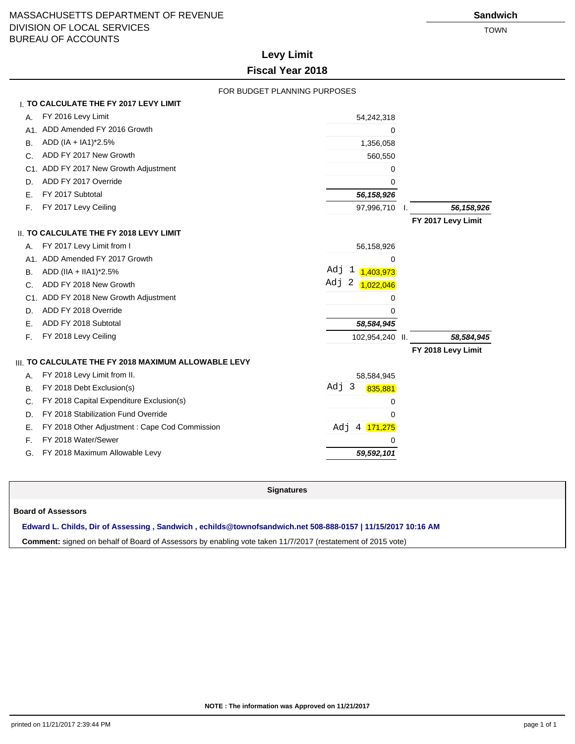MASSACHUSETTS DEPARTMENT OF REVENUE
DIVISION OF LOCAL SERVICES
BUREAU OF ACCOUNTS

**Sandwich**
TOWN

# Levy Limit
## Fiscal Year 2018

FOR BUDGET PLANNING PURPOSES

### I. TO CALCULATE THE FY 2017 LEVY LIMIT

| | | | | |
|---|---|---|---|---|
| A. | FY 2016 Levy Limit | 54,242,318 | | |
| A1. | ADD Amended FY 2016 Growth | 0 | | |
| B. | ADD (IA + IA1)*2.5% | 1,356,058 | | |
| C. | ADD FY 2017 New Growth | 560,550 | | |
| C1. | ADD FY 2017 New Growth Adjustment | 0 | | |
| D. | ADD FY 2017 Override | 0 | | |
| E. | FY 2017 Subtotal | ***56,158,926*** | | |
| F. | FY 2017 Levy Ceiling | 97,996,710 | I. | ***56,158,926*** |
| | | | | **FY 2017 Levy Limit** |

### II. TO CALCULATE THE FY 2018 LEVY LIMIT

| | | | | |
|---|---|---|---|---|
| A. | FY 2017 Levy Limit from I | 56,158,926 | | |
| A1. | ADD Amended FY 2017 Growth | 0 | | |
| B. | ADD (IIA + IIA1)*2.5% | Adj 1 1,403,973 | | |
| C. | ADD FY 2018 New Growth | Adj 2 1,022,046 | | |
| C1. | ADD FY 2018 New Growth Adjustment | 0 | | |
| D. | ADD FY 2018 Override | 0 | | |
| E. | ADD FY 2018 Subtotal | ***58,584,945*** | | |
| F. | FY 2018 Levy Ceiling | 102,954,240 | II. | ***58,584,945*** |
| | | | | **FY 2018 Levy Limit** |

### III. TO CALCULATE THE FY 2018 MAXIMUM ALLOWABLE LEVY

| | | |
|---|---|---|
| A. | FY 2018 Levy Limit from II. | 58,584,945 |
| B. | FY 2018 Debt Exclusion(s) | Adj 3 835,881 |
| C. | FY 2018 Capital Expenditure Exclusion(s) | 0 |
| D. | FY 2018 Stabilization Fund Override | 0 |
| E. | FY 2018 Other Adjustment : Cape Cod Commission | Adj 4 171,275 |
| F. | FY 2018 Water/Sewer | 0 |
| G. | FY 2018 Maximum Allowable Levy | ***59,592,101*** |

**Signatures**

**Board of Assessors**

**Edward L. Childs, Dir of Assessing , Sandwich , echilds@townofsandwich.net 508-888-0157 | 11/15/2017 10:16 AM**

**Comment:** signed on behalf of Board of Assessors by enabling vote taken 11/7/2017 (restatement of 2015 vote)

**NOTE : The information was Approved on 11/21/2017**

printed on 11/21/2017 2:39:44 PM